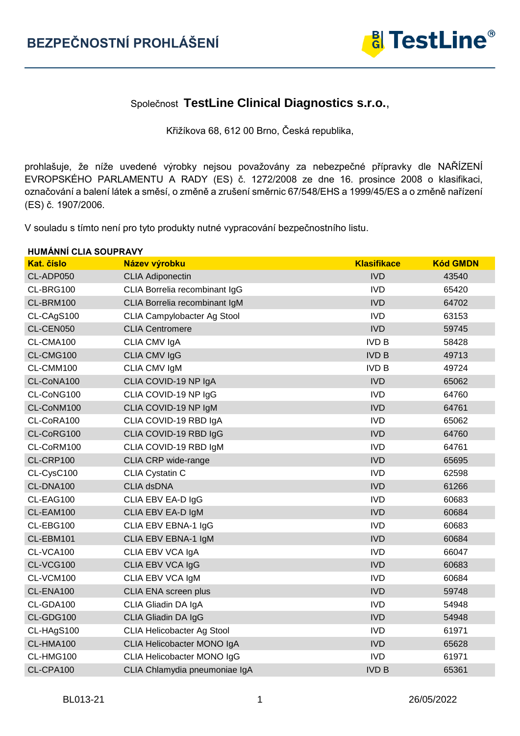# BEZPEČNOSTNÍ PROHLÁŠENÍ

Společnost **TestLine Clinical Diagnostics s.r.o.**,

Křižíkova 68, 612 00 Brno, Česká republika,

prohlašuje, že níže uvedené výrobky nejsou považovány za nebezpečné přípravky dle NAŘÍZENÍ EVROPSKÉHO PARLAMENTU A RADY (ES) č. 1272/2008 ze dne 16. prosince 2008 o klasifikaci, označování a balení látek a směsí, o změně a zrušení směrnic 67/548/EHS a 1999/45/ES a o změně nařízení (ES) č. 1907/2006.

V souladu s tímto není pro tyto produkty nutné vypracování bezpečnostního listu.

**HUMÁNNÍ CLIA SOUPRAVY**

| Kat. číslo | Název výrobku | Klasifikace | Kód GMDN |
|---|---|---|---|
| CL-ADP050 | CLIA Adiponectin | IVD | 43540 |
| CL-BRG100 | CLIA Borrelia recombinant IgG | IVD | 65420 |
| CL-BRM100 | CLIA Borrelia recombinant IgM | IVD | 64702 |
| CL-CAgS100 | CLIA Campylobacter Ag Stool | IVD | 63153 |
| CL-CEN050 | CLIA Centromere | IVD | 59745 |
| CL-CMA100 | CLIA CMV IgA | IVD B | 58428 |
| CL-CMG100 | CLIA CMV IgG | IVD B | 49713 |
| CL-CMM100 | CLIA CMV IgM | IVD B | 49724 |
| CL-CoNA100 | CLIA COVID-19 NP IgA | IVD | 65062 |
| CL-CoNG100 | CLIA COVID-19 NP IgG | IVD | 64760 |
| CL-CoNM100 | CLIA COVID-19 NP IgM | IVD | 64761 |
| CL-CoRA100 | CLIA COVID-19 RBD IgA | IVD | 65062 |
| CL-CoRG100 | CLIA COVID-19 RBD IgG | IVD | 64760 |
| CL-CoRM100 | CLIA COVID-19 RBD IgM | IVD | 64761 |
| CL-CRP100 | CLIA CRP wide-range | IVD | 65695 |
| CL-CysC100 | CLIA Cystatin C | IVD | 62598 |
| CL-DNA100 | CLIA dsDNA | IVD | 61266 |
| CL-EAG100 | CLIA EBV EA-D IgG | IVD | 60683 |
| CL-EAM100 | CLIA EBV EA-D IgM | IVD | 60684 |
| CL-EBG100 | CLIA EBV EBNA-1 IgG | IVD | 60683 |
| CL-EBM101 | CLIA EBV EBNA-1 IgM | IVD | 60684 |
| CL-VCA100 | CLIA EBV VCA IgA | IVD | 66047 |
| CL-VCG100 | CLIA EBV VCA IgG | IVD | 60683 |
| CL-VCM100 | CLIA EBV VCA IgM | IVD | 60684 |
| CL-ENA100 | CLIA ENA screen plus | IVD | 59748 |
| CL-GDA100 | CLIA Gliadin DA IgA | IVD | 54948 |
| CL-GDG100 | CLIA Gliadin DA IgG | IVD | 54948 |
| CL-HAgS100 | CLIA Helicobacter Ag Stool | IVD | 61971 |
| CL-HMA100 | CLIA Helicobacter MONO IgA | IVD | 65628 |
| CL-HMG100 | CLIA Helicobacter MONO IgG | IVD | 61971 |
| CL-CPA100 | CLIA Chlamydia pneumoniae IgA | IVD B | 65361 |

BL013-21 26/05/2022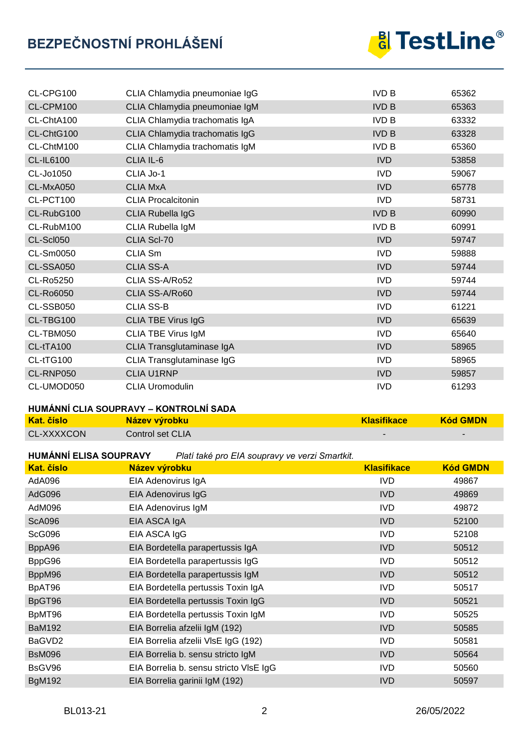| | | | |
|---|---|---|---|
| CL-CPG100 | CLIA Chlamydia pneumoniae IgG | IVD B | 65362 |
| CL-CPM100 | CLIA Chlamydia pneumoniae IgM | IVD B | 65363 |
| CL-ChtA100 | CLIA Chlamydia trachomatis IgA | IVD B | 63332 |
| CL-ChtG100 | CLIA Chlamydia trachomatis IgG | IVD B | 63328 |
| CL-ChtM100 | CLIA Chlamydia trachomatis IgM | IVD B | 65360 |
| CL-IL6100 | CLIA IL-6 | IVD | 53858 |
| CL-Jo1050 | CLIA Jo-1 | IVD | 59067 |
| CL-MxA050 | CLIA MxA | IVD | 65778 |
| CL-PCT100 | CLIA Procalcitonin | IVD | 58731 |
| CL-RubG100 | CLIA Rubella IgG | IVD B | 60990 |
| CL-RubM100 | CLIA Rubella IgM | IVD B | 60991 |
| CL-Scl050 | CLIA Scl-70 | IVD | 59747 |
| CL-Sm0050 | CLIA Sm | IVD | 59888 |
| CL-SSA050 | CLIA SS-A | IVD | 59744 |
| CL-Ro5250 | CLIA SS-A/Ro52 | IVD | 59744 |
| CL-Ro6050 | CLIA SS-A/Ro60 | IVD | 59744 |
| CL-SSB050 | CLIA SS-B | IVD | 61221 |
| CL-TBG100 | CLIA TBE Virus IgG | IVD | 65639 |
| CL-TBM050 | CLIA TBE Virus IgM | IVD | 65640 |
| CL-tTA100 | CLIA Transglutaminase IgA | IVD | 58965 |
| CL-tTG100 | CLIA Transglutaminase IgG | IVD | 58965 |
| CL-RNP050 | CLIA U1RNP | IVD | 59857 |
| CL-UMOD050 | CLIA Uromodulin | IVD | 61293 |

**HUMÁNNÍ CLIA SOUPRAVY – KONTROLNÍ SADA**

| Kat. číslo | Název výrobku | Klasifikace | Kód GMDN |
|---|---|---|---|
| CL-XXXXCON | Control set CLIA | - | - |

**HUMÁNNÍ ELISA SOUPRAVY** *Platí také pro EIA soupravy ve verzi Smartkit.*

| Kat. číslo | Název výrobku | Klasifikace | Kód GMDN |
|---|---|---|---|
| AdA096 | EIA Adenovirus IgA | IVD | 49867 |
| AdG096 | EIA Adenovirus IgG | IVD | 49869 |
| AdM096 | EIA Adenovirus IgM | IVD | 49872 |
| ScA096 | EIA ASCA IgA | IVD | 52100 |
| ScG096 | EIA ASCA IgG | IVD | 52108 |
| BppA96 | EIA Bordetella parapertussis IgA | IVD | 50512 |
| BppG96 | EIA Bordetella parapertussis IgG | IVD | 50512 |
| BppM96 | EIA Bordetella parapertussis IgM | IVD | 50512 |
| BpAT96 | EIA Bordetella pertussis Toxin IgA | IVD | 50517 |
| BpGT96 | EIA Bordetella pertussis Toxin IgG | IVD | 50521 |
| BpMT96 | EIA Bordetella pertussis Toxin IgM | IVD | 50525 |
| BaM192 | EIA Borrelia afzelii IgM (192) | IVD | 50585 |
| BaGVD2 | EIA Borrelia afzelii VlsE IgG (192) | IVD | 50581 |
| BsM096 | EIA Borrelia b. sensu stricto IgM | IVD | 50564 |
| BsGV96 | EIA Borrelia b. sensu stricto VlsE IgG | IVD | 50560 |
| BgM192 | EIA Borrelia garinii IgM (192) | IVD | 50597 |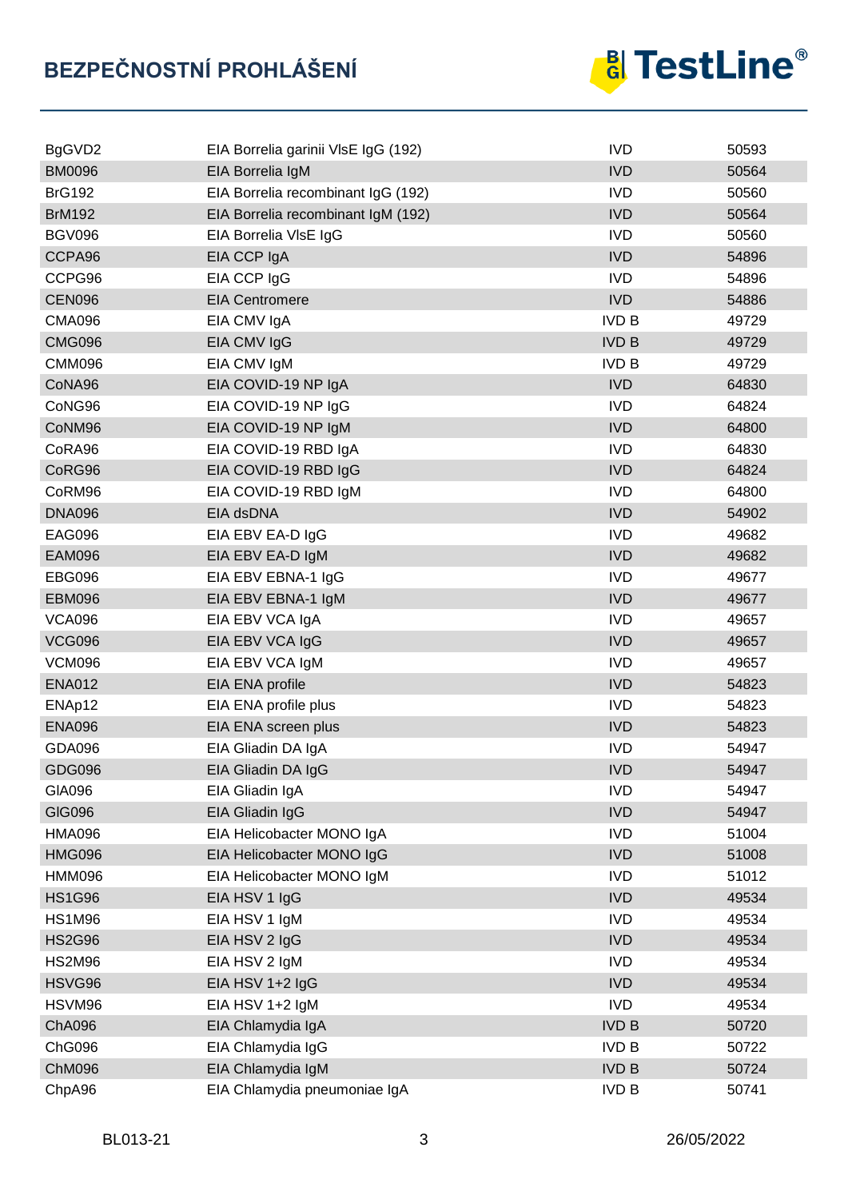| | | | |
|---|---|---|---|
| BgGVD2 | EIA Borrelia garinii VlsE IgG (192) | IVD | 50593 |
| BM0096 | EIA Borrelia IgM | IVD | 50564 |
| BrG192 | EIA Borrelia recombinant IgG (192) | IVD | 50560 |
| BrM192 | EIA Borrelia recombinant IgM (192) | IVD | 50564 |
| BGV096 | EIA Borrelia VlsE IgG | IVD | 50560 |
| CCPA96 | EIA CCP IgA | IVD | 54896 |
| CCPG96 | EIA CCP IgG | IVD | 54896 |
| CEN096 | EIA Centromere | IVD | 54886 |
| CMA096 | EIA CMV IgA | IVD B | 49729 |
| CMG096 | EIA CMV IgG | IVD B | 49729 |
| CMM096 | EIA CMV IgM | IVD B | 49729 |
| CoNA96 | EIA COVID-19 NP IgA | IVD | 64830 |
| CoNG96 | EIA COVID-19 NP IgG | IVD | 64824 |
| CoNM96 | EIA COVID-19 NP IgM | IVD | 64800 |
| CoRA96 | EIA COVID-19 RBD IgA | IVD | 64830 |
| CoRG96 | EIA COVID-19 RBD IgG | IVD | 64824 |
| CoRM96 | EIA COVID-19 RBD IgM | IVD | 64800 |
| DNA096 | EIA dsDNA | IVD | 54902 |
| EAG096 | EIA EBV EA-D IgG | IVD | 49682 |
| EAM096 | EIA EBV EA-D IgM | IVD | 49682 |
| EBG096 | EIA EBV EBNA-1 IgG | IVD | 49677 |
| EBM096 | EIA EBV EBNA-1 IgM | IVD | 49677 |
| VCA096 | EIA EBV VCA IgA | IVD | 49657 |
| VCG096 | EIA EBV VCA IgG | IVD | 49657 |
| VCM096 | EIA EBV VCA IgM | IVD | 49657 |
| ENA012 | EIA ENA profile | IVD | 54823 |
| ENAp12 | EIA ENA profile plus | IVD | 54823 |
| ENA096 | EIA ENA screen plus | IVD | 54823 |
| GDA096 | EIA Gliadin DA IgA | IVD | 54947 |
| GDG096 | EIA Gliadin DA IgG | IVD | 54947 |
| GIA096 | EIA Gliadin IgA | IVD | 54947 |
| GIG096 | EIA Gliadin IgG | IVD | 54947 |
| HMA096 | EIA Helicobacter MONO IgA | IVD | 51004 |
| HMG096 | EIA Helicobacter MONO IgG | IVD | 51008 |
| HMM096 | EIA Helicobacter MONO IgM | IVD | 51012 |
| HS1G96 | EIA HSV 1 IgG | IVD | 49534 |
| HS1M96 | EIA HSV 1 IgM | IVD | 49534 |
| HS2G96 | EIA HSV 2 IgG | IVD | 49534 |
| HS2M96 | EIA HSV 2 IgM | IVD | 49534 |
| HSVG96 | EIA HSV 1+2 IgG | IVD | 49534 |
| HSVM96 | EIA HSV 1+2 IgM | IVD | 49534 |
| ChA096 | EIA Chlamydia IgA | IVD B | 50720 |
| ChG096 | EIA Chlamydia IgG | IVD B | 50722 |
| ChM096 | EIA Chlamydia IgM | IVD B | 50724 |
| ChpA96 | EIA Chlamydia pneumoniae IgA | IVD B | 50741 |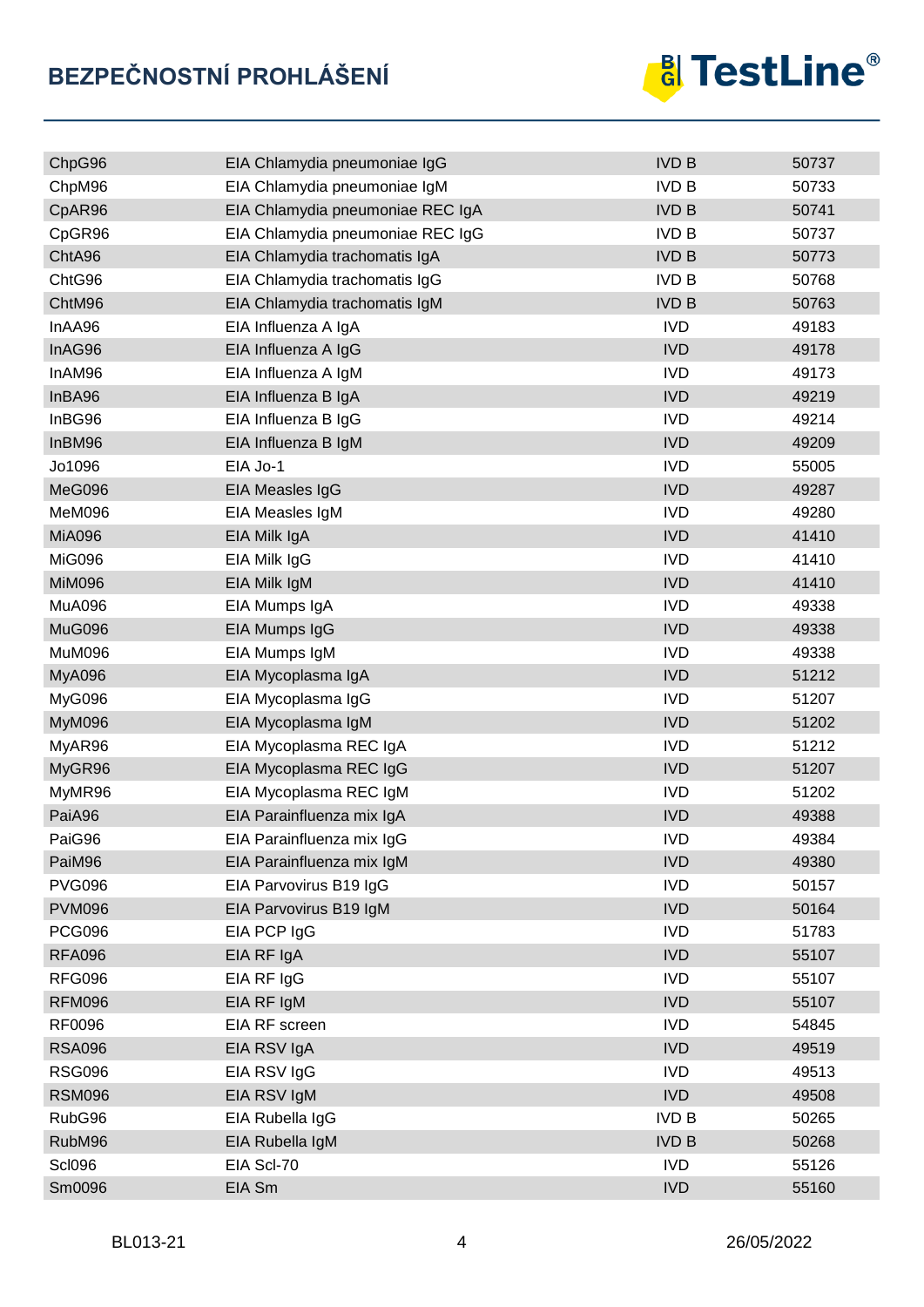| | | | |
|---|---|---|---|
| ChpG96 | EIA Chlamydia pneumoniae IgG | IVD B | 50737 |
| ChpM96 | EIA Chlamydia pneumoniae IgM | IVD B | 50733 |
| CpAR96 | EIA Chlamydia pneumoniae REC IgA | IVD B | 50741 |
| CpGR96 | EIA Chlamydia pneumoniae REC IgG | IVD B | 50737 |
| ChtA96 | EIA Chlamydia trachomatis IgA | IVD B | 50773 |
| ChtG96 | EIA Chlamydia trachomatis IgG | IVD B | 50768 |
| ChtM96 | EIA Chlamydia trachomatis IgM | IVD B | 50763 |
| InAA96 | EIA Influenza A IgA | IVD | 49183 |
| InAG96 | EIA Influenza A IgG | IVD | 49178 |
| InAM96 | EIA Influenza A IgM | IVD | 49173 |
| InBA96 | EIA Influenza B IgA | IVD | 49219 |
| InBG96 | EIA Influenza B IgG | IVD | 49214 |
| InBM96 | EIA Influenza B IgM | IVD | 49209 |
| Jo1096 | EIA Jo-1 | IVD | 55005 |
| MeG096 | EIA Measles IgG | IVD | 49287 |
| MeM096 | EIA Measles IgM | IVD | 49280 |
| MiA096 | EIA Milk IgA | IVD | 41410 |
| MiG096 | EIA Milk IgG | IVD | 41410 |
| MiM096 | EIA Milk IgM | IVD | 41410 |
| MuA096 | EIA Mumps IgA | IVD | 49338 |
| MuG096 | EIA Mumps IgG | IVD | 49338 |
| MuM096 | EIA Mumps IgM | IVD | 49338 |
| MyA096 | EIA Mycoplasma IgA | IVD | 51212 |
| MyG096 | EIA Mycoplasma IgG | IVD | 51207 |
| MyM096 | EIA Mycoplasma IgM | IVD | 51202 |
| MyAR96 | EIA Mycoplasma REC IgA | IVD | 51212 |
| MyGR96 | EIA Mycoplasma REC IgG | IVD | 51207 |
| MyMR96 | EIA Mycoplasma REC IgM | IVD | 51202 |
| PaiA96 | EIA Parainfluenza mix IgA | IVD | 49388 |
| PaiG96 | EIA Parainfluenza mix IgG | IVD | 49384 |
| PaiM96 | EIA Parainfluenza mix IgM | IVD | 49380 |
| PVG096 | EIA Parvovirus B19 IgG | IVD | 50157 |
| PVM096 | EIA Parvovirus B19 IgM | IVD | 50164 |
| PCG096 | EIA PCP IgG | IVD | 51783 |
| RFA096 | EIA RF IgA | IVD | 55107 |
| RFG096 | EIA RF IgG | IVD | 55107 |
| RFM096 | EIA RF IgM | IVD | 55107 |
| RF0096 | EIA RF screen | IVD | 54845 |
| RSA096 | EIA RSV IgA | IVD | 49519 |
| RSG096 | EIA RSV IgG | IVD | 49513 |
| RSM096 | EIA RSV IgM | IVD | 49508 |
| RubG96 | EIA Rubella IgG | IVD B | 50265 |
| RubM96 | EIA Rubella IgM | IVD B | 50268 |
| Scl096 | EIA Scl-70 | IVD | 55126 |
| Sm0096 | EIA Sm | IVD | 55160 |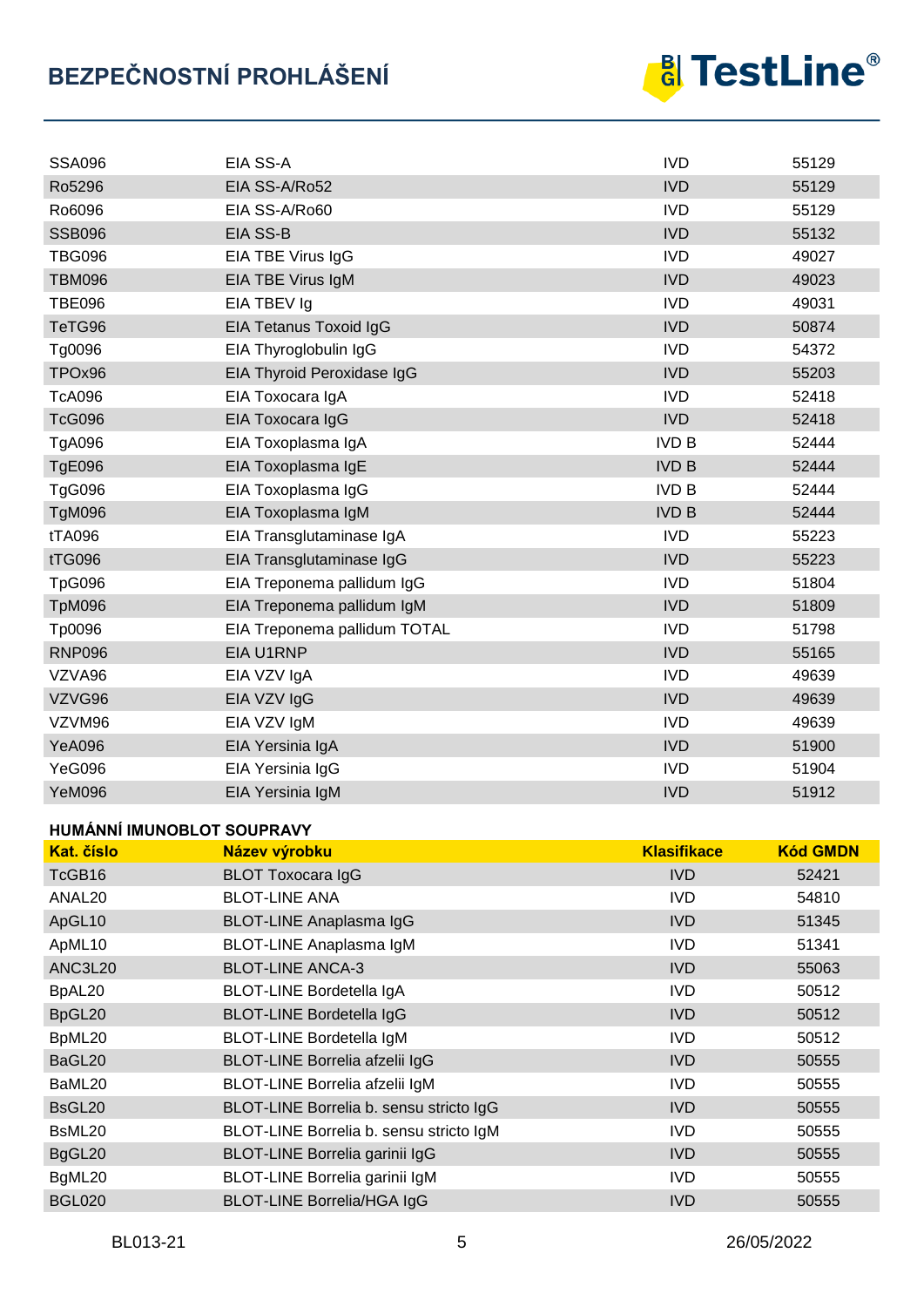| | | | |
|---|---|---|---|
| SSA096 | EIA SS-A | IVD | 55129 |
| Ro5296 | EIA SS-A/Ro52 | IVD | 55129 |
| Ro6096 | EIA SS-A/Ro60 | IVD | 55129 |
| SSB096 | EIA SS-B | IVD | 55132 |
| TBG096 | EIA TBE Virus IgG | IVD | 49027 |
| TBM096 | EIA TBE Virus IgM | IVD | 49023 |
| TBE096 | EIA TBEV Ig | IVD | 49031 |
| TeTG96 | EIA Tetanus Toxoid IgG | IVD | 50874 |
| Tg0096 | EIA Thyroglobulin IgG | IVD | 54372 |
| TPOx96 | EIA Thyroid Peroxidase IgG | IVD | 55203 |
| TcA096 | EIA Toxocara IgA | IVD | 52418 |
| TcG096 | EIA Toxocara IgG | IVD | 52418 |
| TgA096 | EIA Toxoplasma IgA | IVD B | 52444 |
| TgE096 | EIA Toxoplasma IgE | IVD B | 52444 |
| TgG096 | EIA Toxoplasma IgG | IVD B | 52444 |
| TgM096 | EIA Toxoplasma IgM | IVD B | 52444 |
| tTA096 | EIA Transglutaminase IgA | IVD | 55223 |
| tTG096 | EIA Transglutaminase IgG | IVD | 55223 |
| TpG096 | EIA Treponema pallidum IgG | IVD | 51804 |
| TpM096 | EIA Treponema pallidum IgM | IVD | 51809 |
| Tp0096 | EIA Treponema pallidum TOTAL | IVD | 51798 |
| RNP096 | EIA U1RNP | IVD | 55165 |
| VZVA96 | EIA VZV IgA | IVD | 49639 |
| VZVG96 | EIA VZV IgG | IVD | 49639 |
| VZVM96 | EIA VZV IgM | IVD | 49639 |
| YeA096 | EIA Yersinia IgA | IVD | 51900 |
| YeG096 | EIA Yersinia IgG | IVD | 51904 |
| YeM096 | EIA Yersinia IgM | IVD | 51912 |

**HUMÁNNÍ IMUNOBLOT SOUPRAVY**

| Kat. číslo | Název výrobku | Klasifikace | Kód GMDN |
|---|---|---|---|
| TcGB16 | BLOT Toxocara IgG | IVD | 52421 |
| ANAL20 | BLOT-LINE ANA | IVD | 54810 |
| ApGL10 | BLOT-LINE Anaplasma IgG | IVD | 51345 |
| ApML10 | BLOT-LINE Anaplasma IgM | IVD | 51341 |
| ANC3L20 | BLOT-LINE ANCA-3 | IVD | 55063 |
| BpAL20 | BLOT-LINE Bordetella IgA | IVD | 50512 |
| BpGL20 | BLOT-LINE Bordetella IgG | IVD | 50512 |
| BpML20 | BLOT-LINE Bordetella IgM | IVD | 50512 |
| BaGL20 | BLOT-LINE Borrelia afzelii IgG | IVD | 50555 |
| BaML20 | BLOT-LINE Borrelia afzelii IgM | IVD | 50555 |
| BsGL20 | BLOT-LINE Borrelia b. sensu stricto IgG | IVD | 50555 |
| BsML20 | BLOT-LINE Borrelia b. sensu stricto IgM | IVD | 50555 |
| BgGL20 | BLOT-LINE Borrelia garinii IgG | IVD | 50555 |
| BgML20 | BLOT-LINE Borrelia garinii IgM | IVD | 50555 |
| BGL020 | BLOT-LINE Borrelia/HGA IgG | IVD | 50555 |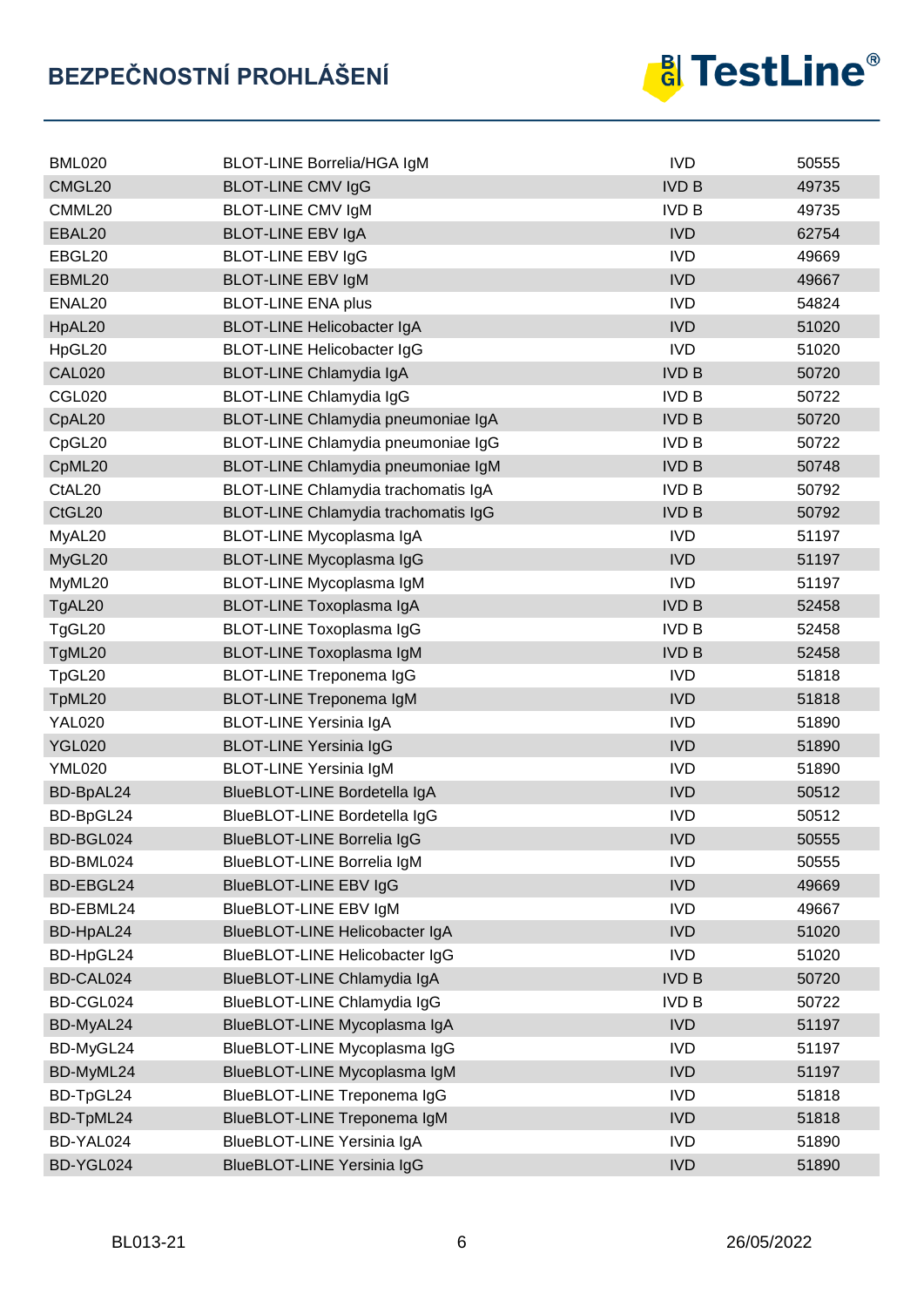| BML020 | BLOT-LINE Borrelia/HGA IgM | IVD | 50555 |
|---|---|---|---|
| CMGL20 | BLOT-LINE CMV IgG | IVD B | 49735 |
| CMML20 | BLOT-LINE CMV IgM | IVD B | 49735 |
| EBAL20 | BLOT-LINE EBV IgA | IVD | 62754 |
| EBGL20 | BLOT-LINE EBV IgG | IVD | 49669 |
| EBML20 | BLOT-LINE EBV IgM | IVD | 49667 |
| ENAL20 | BLOT-LINE ENA plus | IVD | 54824 |
| HpAL20 | BLOT-LINE Helicobacter IgA | IVD | 51020 |
| HpGL20 | BLOT-LINE Helicobacter IgG | IVD | 51020 |
| CAL020 | BLOT-LINE Chlamydia IgA | IVD B | 50720 |
| CGL020 | BLOT-LINE Chlamydia IgG | IVD B | 50722 |
| CpAL20 | BLOT-LINE Chlamydia pneumoniae IgA | IVD B | 50720 |
| CpGL20 | BLOT-LINE Chlamydia pneumoniae IgG | IVD B | 50722 |
| CpML20 | BLOT-LINE Chlamydia pneumoniae IgM | IVD B | 50748 |
| CtAL20 | BLOT-LINE Chlamydia trachomatis IgA | IVD B | 50792 |
| CtGL20 | BLOT-LINE Chlamydia trachomatis IgG | IVD B | 50792 |
| MyAL20 | BLOT-LINE Mycoplasma IgA | IVD | 51197 |
| MyGL20 | BLOT-LINE Mycoplasma IgG | IVD | 51197 |
| MyML20 | BLOT-LINE Mycoplasma IgM | IVD | 51197 |
| TgAL20 | BLOT-LINE Toxoplasma IgA | IVD B | 52458 |
| TgGL20 | BLOT-LINE Toxoplasma IgG | IVD B | 52458 |
| TgML20 | BLOT-LINE Toxoplasma IgM | IVD B | 52458 |
| TpGL20 | BLOT-LINE Treponema IgG | IVD | 51818 |
| TpML20 | BLOT-LINE Treponema IgM | IVD | 51818 |
| YAL020 | BLOT-LINE Yersinia IgA | IVD | 51890 |
| YGL020 | BLOT-LINE Yersinia IgG | IVD | 51890 |
| YML020 | BLOT-LINE Yersinia IgM | IVD | 51890 |
| BD-BpAL24 | BlueBLOT-LINE Bordetella IgA | IVD | 50512 |
| BD-BpGL24 | BlueBLOT-LINE Bordetella IgG | IVD | 50512 |
| BD-BGL024 | BlueBLOT-LINE Borrelia IgG | IVD | 50555 |
| BD-BML024 | BlueBLOT-LINE Borrelia IgM | IVD | 50555 |
| BD-EBGL24 | BlueBLOT-LINE EBV IgG | IVD | 49669 |
| BD-EBML24 | BlueBLOT-LINE EBV IgM | IVD | 49667 |
| BD-HpAL24 | BlueBLOT-LINE Helicobacter IgA | IVD | 51020 |
| BD-HpGL24 | BlueBLOT-LINE Helicobacter IgG | IVD | 51020 |
| BD-CAL024 | BlueBLOT-LINE Chlamydia IgA | IVD B | 50720 |
| BD-CGL024 | BlueBLOT-LINE Chlamydia IgG | IVD B | 50722 |
| BD-MyAL24 | BlueBLOT-LINE Mycoplasma IgA | IVD | 51197 |
| BD-MyGL24 | BlueBLOT-LINE Mycoplasma IgG | IVD | 51197 |
| BD-MyML24 | BlueBLOT-LINE Mycoplasma IgM | IVD | 51197 |
| BD-TpGL24 | BlueBLOT-LINE Treponema IgG | IVD | 51818 |
| BD-TpML24 | BlueBLOT-LINE Treponema IgM | IVD | 51818 |
| BD-YAL024 | BlueBLOT-LINE Yersinia IgA | IVD | 51890 |
| BD-YGL024 | BlueBLOT-LINE Yersinia IgG | IVD | 51890 |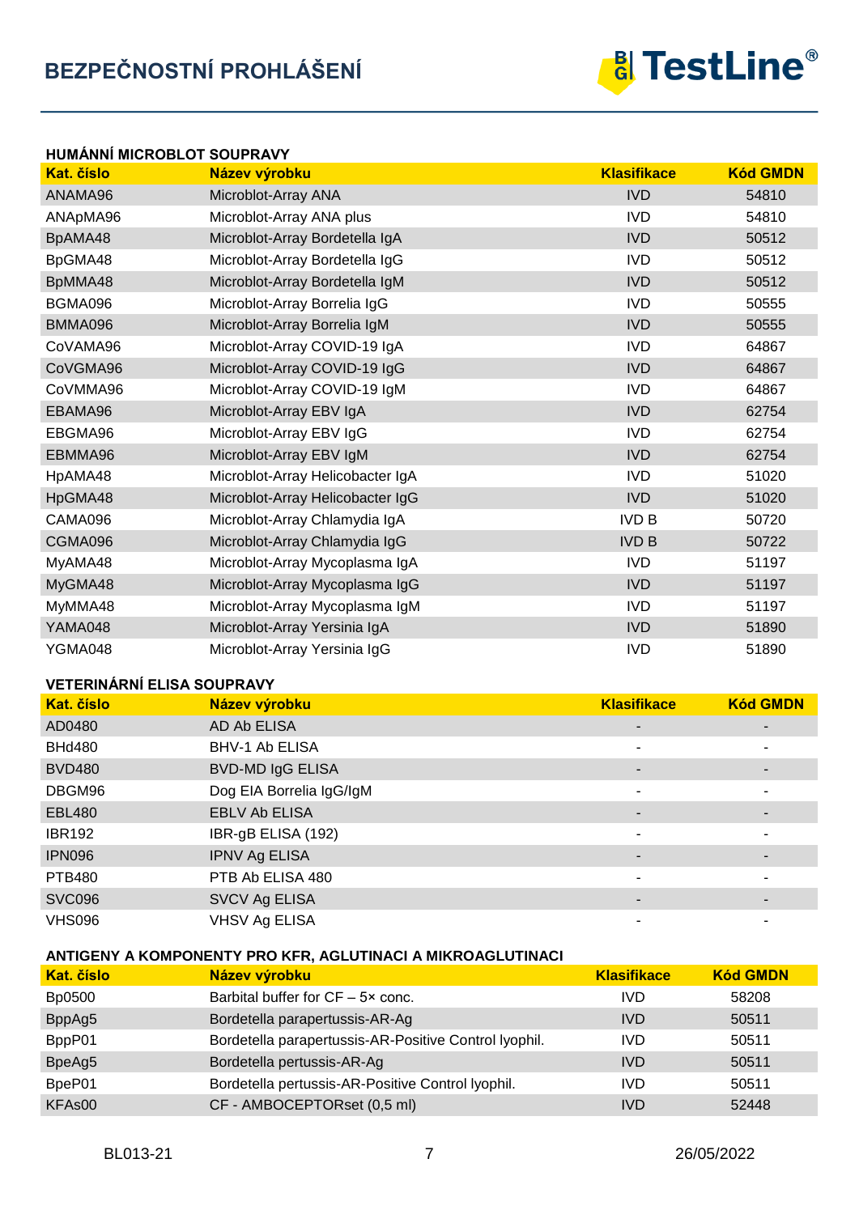### HUMÁNNÍ MICROBLOT SOUPRAVY

| Kat. číslo | Název výrobku | Klasifikace | Kód GMDN |
|---|---|---|---|
| ANAMA96 | Microblot-Array ANA | IVD | 54810 |
| ANApMA96 | Microblot-Array ANA plus | IVD | 54810 |
| BpAMA48 | Microblot-Array Bordetella IgA | IVD | 50512 |
| BpGMA48 | Microblot-Array Bordetella IgG | IVD | 50512 |
| BpMMA48 | Microblot-Array Bordetella IgM | IVD | 50512 |
| BGMA096 | Microblot-Array Borrelia IgG | IVD | 50555 |
| BMMA096 | Microblot-Array Borrelia IgM | IVD | 50555 |
| CoVAMA96 | Microblot-Array COVID-19 IgA | IVD | 64867 |
| CoVGMA96 | Microblot-Array COVID-19 IgG | IVD | 64867 |
| CoVMMA96 | Microblot-Array COVID-19 IgM | IVD | 64867 |
| EBAMA96 | Microblot-Array EBV IgA | IVD | 62754 |
| EBGMA96 | Microblot-Array EBV IgG | IVD | 62754 |
| EBMMA96 | Microblot-Array EBV IgM | IVD | 62754 |
| HpAMA48 | Microblot-Array Helicobacter IgA | IVD | 51020 |
| HpGMA48 | Microblot-Array Helicobacter IgG | IVD | 51020 |
| CAMA096 | Microblot-Array Chlamydia IgA | IVD B | 50720 |
| CGMA096 | Microblot-Array Chlamydia IgG | IVD B | 50722 |
| MyAMA48 | Microblot-Array Mycoplasma IgA | IVD | 51197 |
| MyGMA48 | Microblot-Array Mycoplasma IgG | IVD | 51197 |
| MyMMA48 | Microblot-Array Mycoplasma IgM | IVD | 51197 |
| YAMA048 | Microblot-Array Yersinia IgA | IVD | 51890 |
| YGMA048 | Microblot-Array Yersinia IgG | IVD | 51890 |

### VETERINÁRNÍ ELISA SOUPRAVY

| Kat. číslo | Název výrobku | Klasifikace | Kód GMDN |
|---|---|---|---|
| AD0480 | AD Ab ELISA | - | - |
| BHd480 | BHV-1 Ab ELISA | - | - |
| BVD480 | BVD-MD IgG ELISA | - | - |
| DBGM96 | Dog EIA Borrelia IgG/IgM | - | - |
| EBL480 | EBLV Ab ELISA | - | - |
| IBR192 | IBR-gB ELISA (192) | - | - |
| IPN096 | IPNV Ag ELISA | - | - |
| PTB480 | PTB Ab ELISA 480 | - | - |
| SVC096 | SVCV Ag ELISA | - | - |
| VHS096 | VHSV Ag ELISA | - | - |

### ANTIGENY A KOMPONENTY PRO KFR, AGLUTINACI A MIKROAGLUTINACI

| Kat. číslo | Název výrobku | Klasifikace | Kód GMDN |
|---|---|---|---|
| Bp0500 | Barbital buffer for CF – 5× conc. | IVD | 58208 |
| BppAg5 | Bordetella parapertussis-AR-Ag | IVD | 50511 |
| BppP01 | Bordetella parapertussis-AR-Positive Control lyophil. | IVD | 50511 |
| BpeAg5 | Bordetella pertussis-AR-Ag | IVD | 50511 |
| BpeP01 | Bordetella pertussis-AR-Positive Control lyophil. | IVD | 50511 |
| KFAs00 | CF - AMBOCEPTORset (0,5 ml) | IVD | 52448 |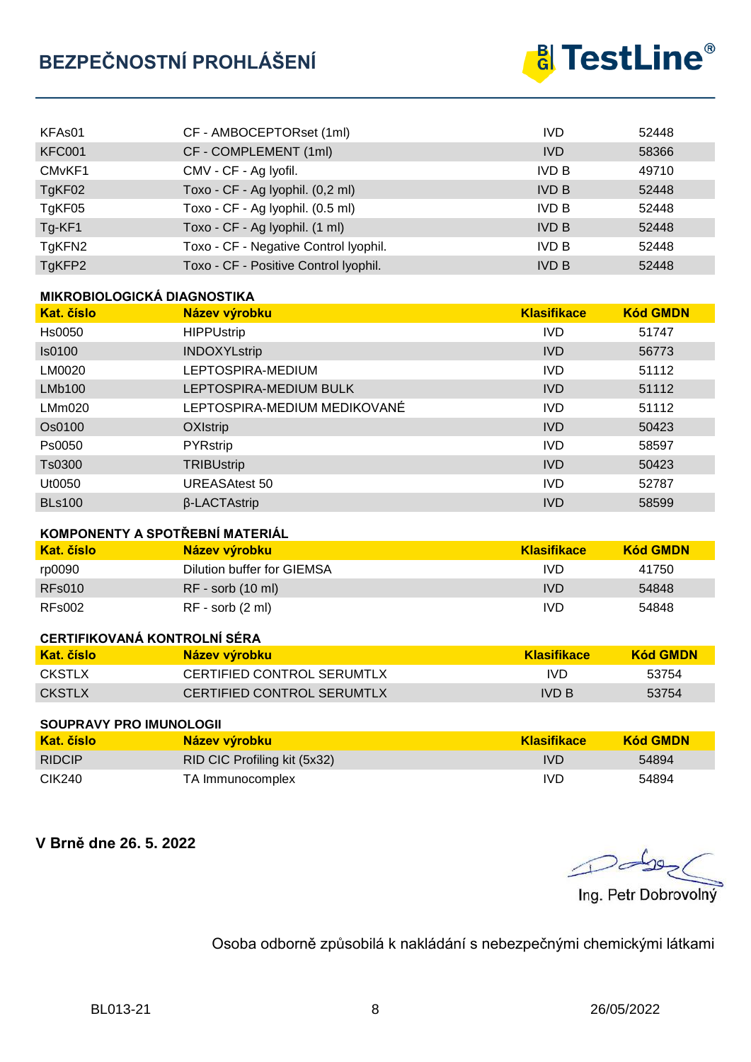| | | | |
|---|---|---|---|
| KFAs01 | CF - AMBOCEPTORset (1ml) | IVD | 52448 |
| KFC001 | CF - COMPLEMENT (1ml) | IVD | 58366 |
| CMvKF1 | CMV - CF - Ag lyofil. | IVD B | 49710 |
| TgKF02 | Toxo - CF - Ag lyophil. (0,2 ml) | IVD B | 52448 |
| TgKF05 | Toxo - CF - Ag lyophil. (0.5 ml) | IVD B | 52448 |
| Tg-KF1 | Toxo - CF - Ag lyophil. (1 ml) | IVD B | 52448 |
| TgKFN2 | Toxo - CF - Negative Control lyophil. | IVD B | 52448 |
| TgKFP2 | Toxo - CF - Positive Control lyophil. | IVD B | 52448 |

**MIKROBIOLOGICKÁ DIAGNOSTIKA**

| Kat. číslo | Název výrobku | Klasifikace | Kód GMDN |
|---|---|---|---|
| Hs0050 | HIPPUstrip | IVD | 51747 |
| Is0100 | INDOXYLstrip | IVD | 56773 |
| LM0020 | LEPTOSPIRA-MEDIUM | IVD | 51112 |
| LMb100 | LEPTOSPIRA-MEDIUM BULK | IVD | 51112 |
| LMm020 | LEPTOSPIRA-MEDIUM MEDIKOVANÉ | IVD | 51112 |
| Os0100 | OXIstrip | IVD | 50423 |
| Ps0050 | PYRstrip | IVD | 58597 |
| Ts0300 | TRIBUstrip | IVD | 50423 |
| Ut0050 | UREASAtest 50 | IVD | 52787 |
| BLs100 | β-LACTAstrip | IVD | 58599 |

**KOMPONENTY A SPOTŘEBNÍ MATERIÁL**

| Kat. číslo | Název výrobku | Klasifikace | Kód GMDN |
|---|---|---|---|
| rp0090 | Dilution buffer for GIEMSA | IVD | 41750 |
| RFs010 | RF - sorb (10 ml) | IVD | 54848 |
| RFs002 | RF - sorb (2 ml) | IVD | 54848 |

**CERTIFIKOVANÁ KONTROLNÍ SÉRA**

| Kat. číslo | Název výrobku | Klasifikace | Kód GMDN |
|---|---|---|---|
| CKSTLX | CERTIFIED CONTROL SERUMTLX | IVD | 53754 |
| CKSTLX | CERTIFIED CONTROL SERUMTLX | IVD B | 53754 |

**SOUPRAVY PRO IMUNOLOGII**

| Kat. číslo | Název výrobku | Klasifikace | Kód GMDN |
|---|---|---|---|
| RIDCIP | RID CIC Profiling kit (5x32) | IVD | 54894 |
| CIK240 | TA Immunocomplex | IVD | 54894 |

**V Brně dne 26. 5. 2022**

Ing. Petr Dobrovolný

Osoba odborně způsobilá k nakládání s nebezpečnými chemickými látkami

BL013-21 26/05/2022